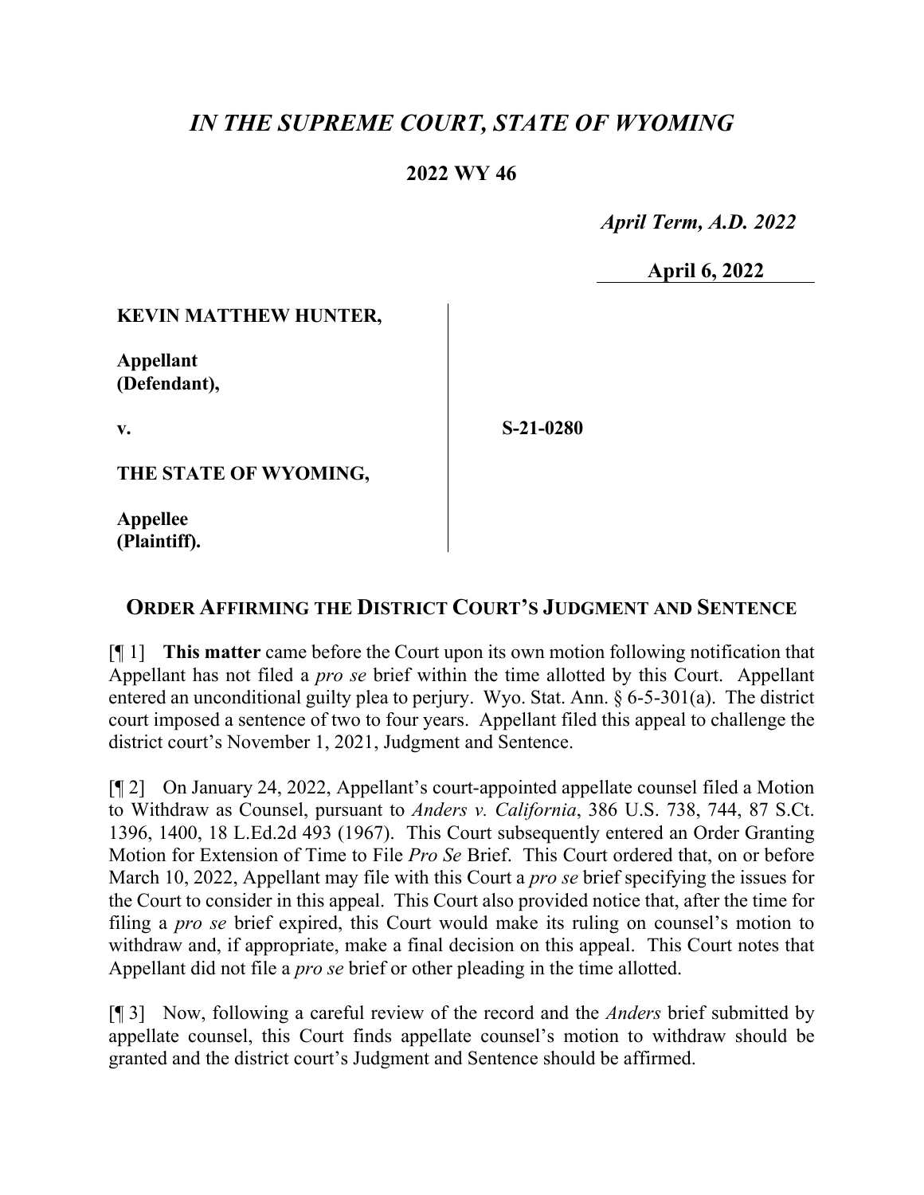# *IN THE SUPREME COURT, STATE OF WYOMING*

## 2022 WY 46

*April Term, A.D. 2022*

**April 6, 2022**

| | |
|---|---|
| **KEVIN MATTHEW HUNTER,**<br><br>**Appellant (Defendant),**<br><br>**v.**<br><br>**THE STATE OF WYOMING,**<br><br>**Appellee (Plaintiff).** | **S-21-0280** |

## ORDER AFFIRMING THE DISTRICT COURT'S JUDGMENT AND SENTENCE

[¶ 1] **This matter** came before the Court upon its own motion following notification that Appellant has not filed a *pro se* brief within the time allotted by this Court. Appellant entered an unconditional guilty plea to perjury. Wyo. Stat. Ann. § 6-5-301(a). The district court imposed a sentence of two to four years. Appellant filed this appeal to challenge the district court's November 1, 2021, Judgment and Sentence.

[¶ 2] On January 24, 2022, Appellant's court-appointed appellate counsel filed a Motion to Withdraw as Counsel, pursuant to *Anders v. California*, 386 U.S. 738, 744, 87 S.Ct. 1396, 1400, 18 L.Ed.2d 493 (1967). This Court subsequently entered an Order Granting Motion for Extension of Time to File *Pro Se* Brief. This Court ordered that, on or before March 10, 2022, Appellant may file with this Court a *pro se* brief specifying the issues for the Court to consider in this appeal. This Court also provided notice that, after the time for filing a *pro se* brief expired, this Court would make its ruling on counsel's motion to withdraw and, if appropriate, make a final decision on this appeal. This Court notes that Appellant did not file a *pro se* brief or other pleading in the time allotted.

[¶ 3] Now, following a careful review of the record and the *Anders* brief submitted by appellate counsel, this Court finds appellate counsel's motion to withdraw should be granted and the district court's Judgment and Sentence should be affirmed.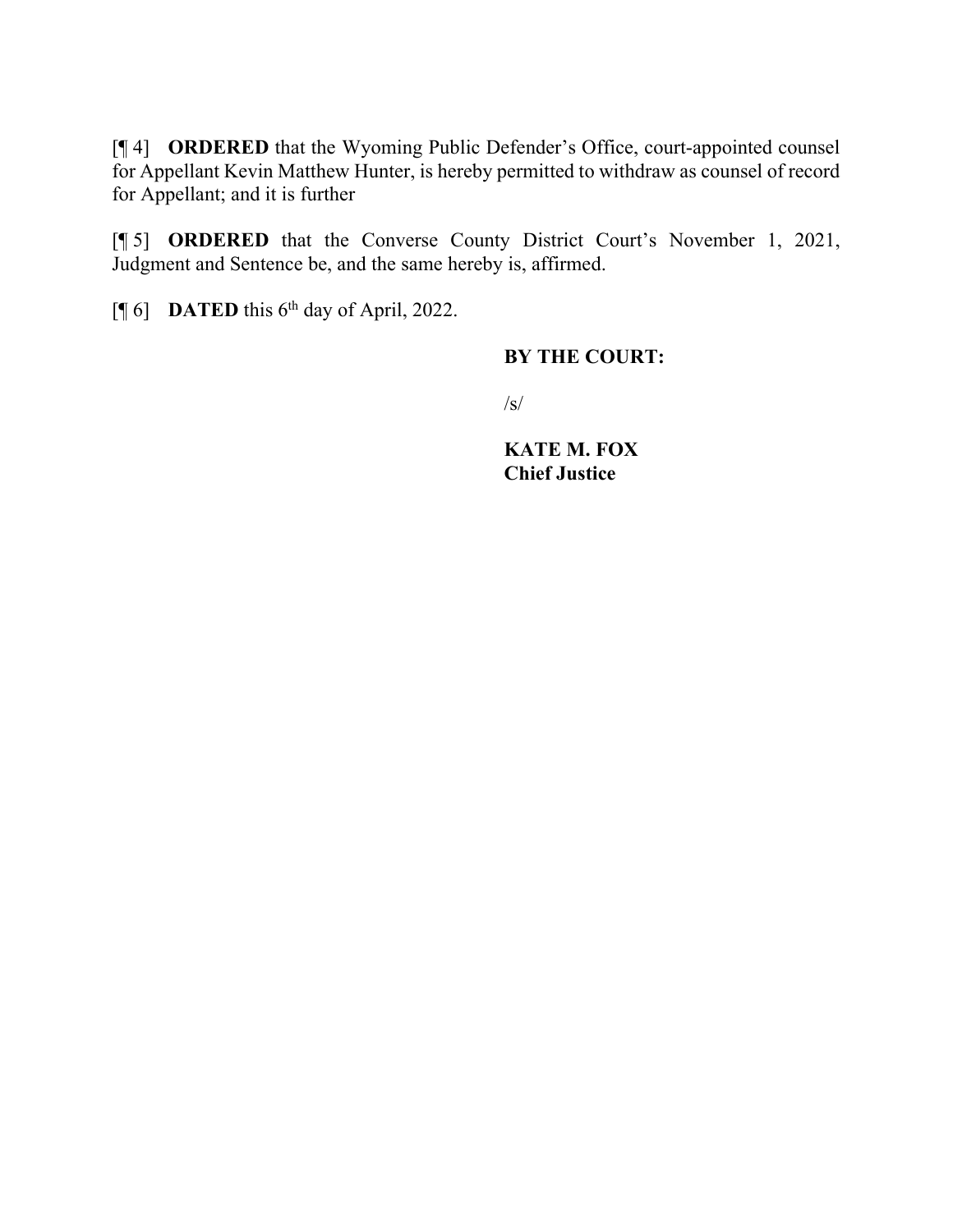[¶ 4] **ORDERED** that the Wyoming Public Defender's Office, court-appointed counsel for Appellant Kevin Matthew Hunter, is hereby permitted to withdraw as counsel of record for Appellant; and it is further

[¶ 5] **ORDERED** that the Converse County District Court's November 1, 2021, Judgment and Sentence be, and the same hereby is, affirmed.

[¶ 6] **DATED** this 6th day of April, 2022.

**BY THE COURT:**

/s/

**KATE M. FOX**
**Chief Justice**